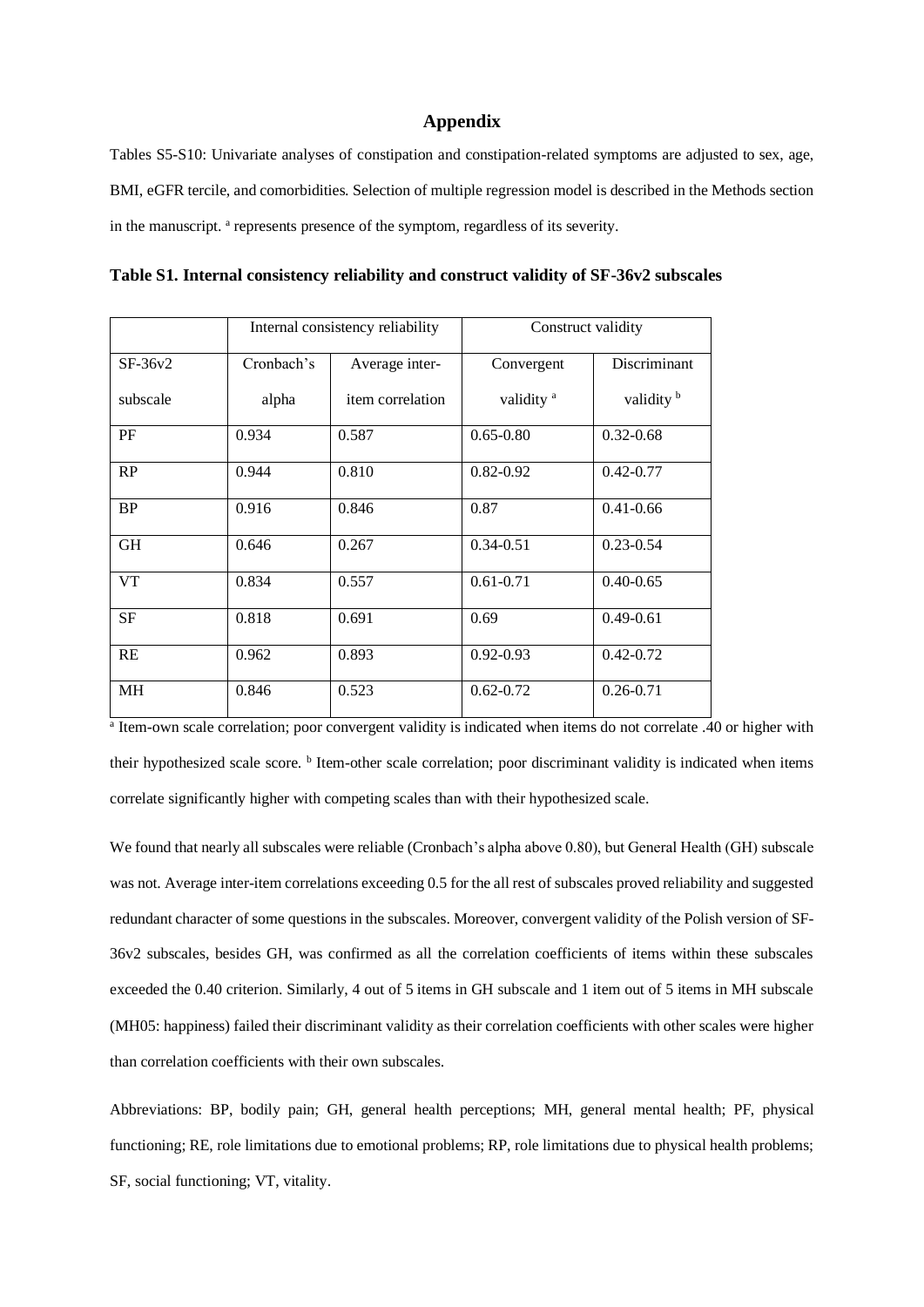## Appendix

Tables S5-S10: Univariate analyses of constipation and constipation-related symptoms are adjusted to sex, age, BMI, eGFR tercile, and comorbidities. Selection of multiple regression model is described in the Methods section in the manuscript. [a] represents presence of the symptom, regardless of its severity.

**Table S1. Internal consistency reliability and construct validity of SF-36v2 subscales**

| | Internal consistency reliability | | Construct validity | |
|---|---|---|---|---|
| SF-36v2 subscale | Cronbach's alpha | Average inter-item correlation | Convergent validity [a] | Discriminant validity [b] |
| PF | 0.934 | 0.587 | 0.65-0.80 | 0.32-0.68 |
| RP | 0.944 | 0.810 | 0.82-0.92 | 0.42-0.77 |
| BP | 0.916 | 0.846 | 0.87 | 0.41-0.66 |
| GH | 0.646 | 0.267 | 0.34-0.51 | 0.23-0.54 |
| VT | 0.834 | 0.557 | 0.61-0.71 | 0.40-0.65 |
| SF | 0.818 | 0.691 | 0.69 | 0.49-0.61 |
| RE | 0.962 | 0.893 | 0.92-0.93 | 0.42-0.72 |
| MH | 0.846 | 0.523 | 0.62-0.72 | 0.26-0.71 |

[a] Item-own scale correlation; poor convergent validity is indicated when items do not correlate .40 or higher with their hypothesized scale score. [b] Item-other scale correlation; poor discriminant validity is indicated when items correlate significantly higher with competing scales than with their hypothesized scale.

We found that nearly all subscales were reliable (Cronbach's alpha above 0.80), but General Health (GH) subscale was not. Average inter-item correlations exceeding 0.5 for the all rest of subscales proved reliability and suggested redundant character of some questions in the subscales. Moreover, convergent validity of the Polish version of SF-36v2 subscales, besides GH, was confirmed as all the correlation coefficients of items within these subscales exceeded the 0.40 criterion. Similarly, 4 out of 5 items in GH subscale and 1 item out of 5 items in MH subscale (MH05: happiness) failed their discriminant validity as their correlation coefficients with other scales were higher than correlation coefficients with their own subscales.

Abbreviations: BP, bodily pain; GH, general health perceptions; MH, general mental health; PF, physical functioning; RE, role limitations due to emotional problems; RP, role limitations due to physical health problems; SF, social functioning; VT, vitality.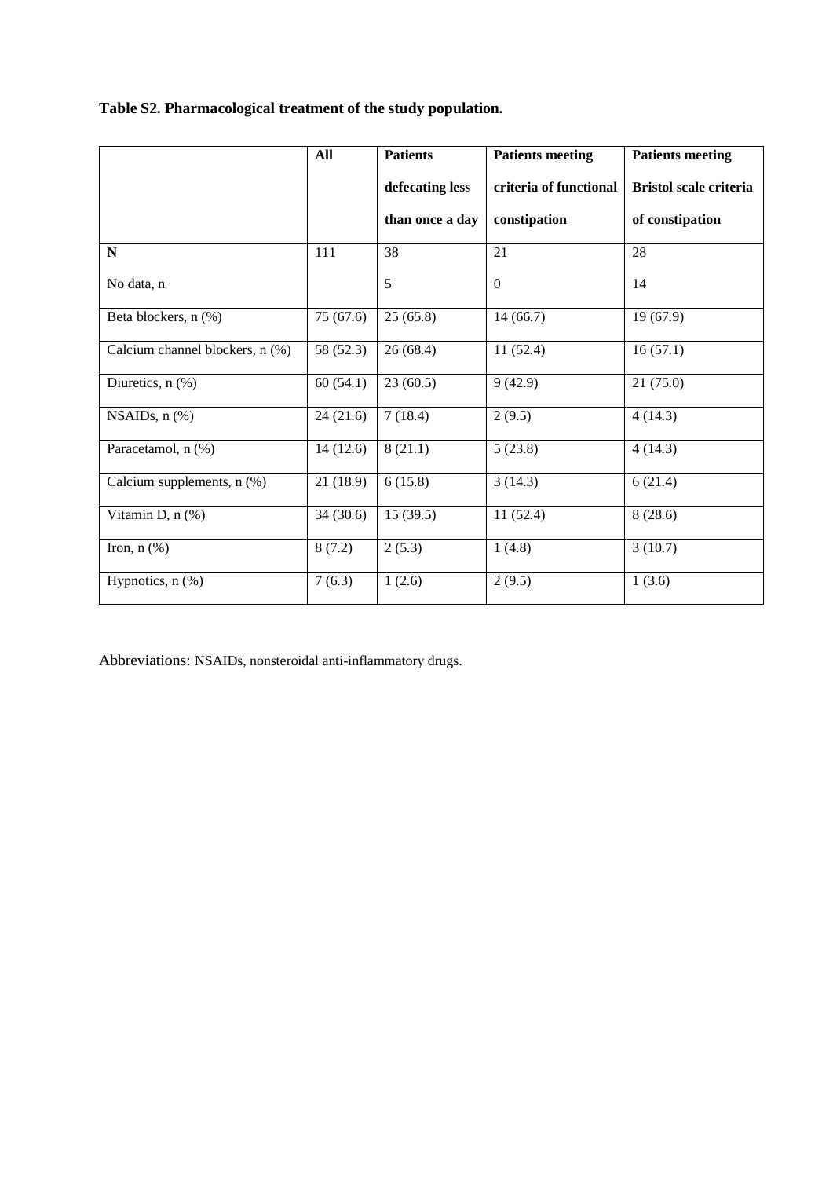**Table S2. Pharmacological treatment of the study population.**

| | **All** | **Patients defecating less than once a day** | **Patients meeting criteria of functional constipation** | **Patients meeting Bristol scale criteria of constipation** |
|---|---|---|---|---|
| **N** | 111 | 38 | 21 | 28 |
| No data, n | | 5 | 0 | 14 |
| Beta blockers, n (%) | 75 (67.6) | 25 (65.8) | 14 (66.7) | 19 (67.9) |
| Calcium channel blockers, n (%) | 58 (52.3) | 26 (68.4) | 11 (52.4) | 16 (57.1) |
| Diuretics, n (%) | 60 (54.1) | 23 (60.5) | 9 (42.9) | 21 (75.0) |
| NSAIDs, n (%) | 24 (21.6) | 7 (18.4) | 2 (9.5) | 4 (14.3) |
| Paracetamol, n (%) | 14 (12.6) | 8 (21.1) | 5 (23.8) | 4 (14.3) |
| Calcium supplements, n (%) | 21 (18.9) | 6 (15.8) | 3 (14.3) | 6 (21.4) |
| Vitamin D, n (%) | 34 (30.6) | 15 (39.5) | 11 (52.4) | 8 (28.6) |
| Iron, n (%) | 8 (7.2) | 2 (5.3) | 1 (4.8) | 3 (10.7) |
| Hypnotics, n (%) | 7 (6.3) | 1 (2.6) | 2 (9.5) | 1 (3.6) |

Abbreviations: NSAIDs, nonsteroidal anti-inflammatory drugs.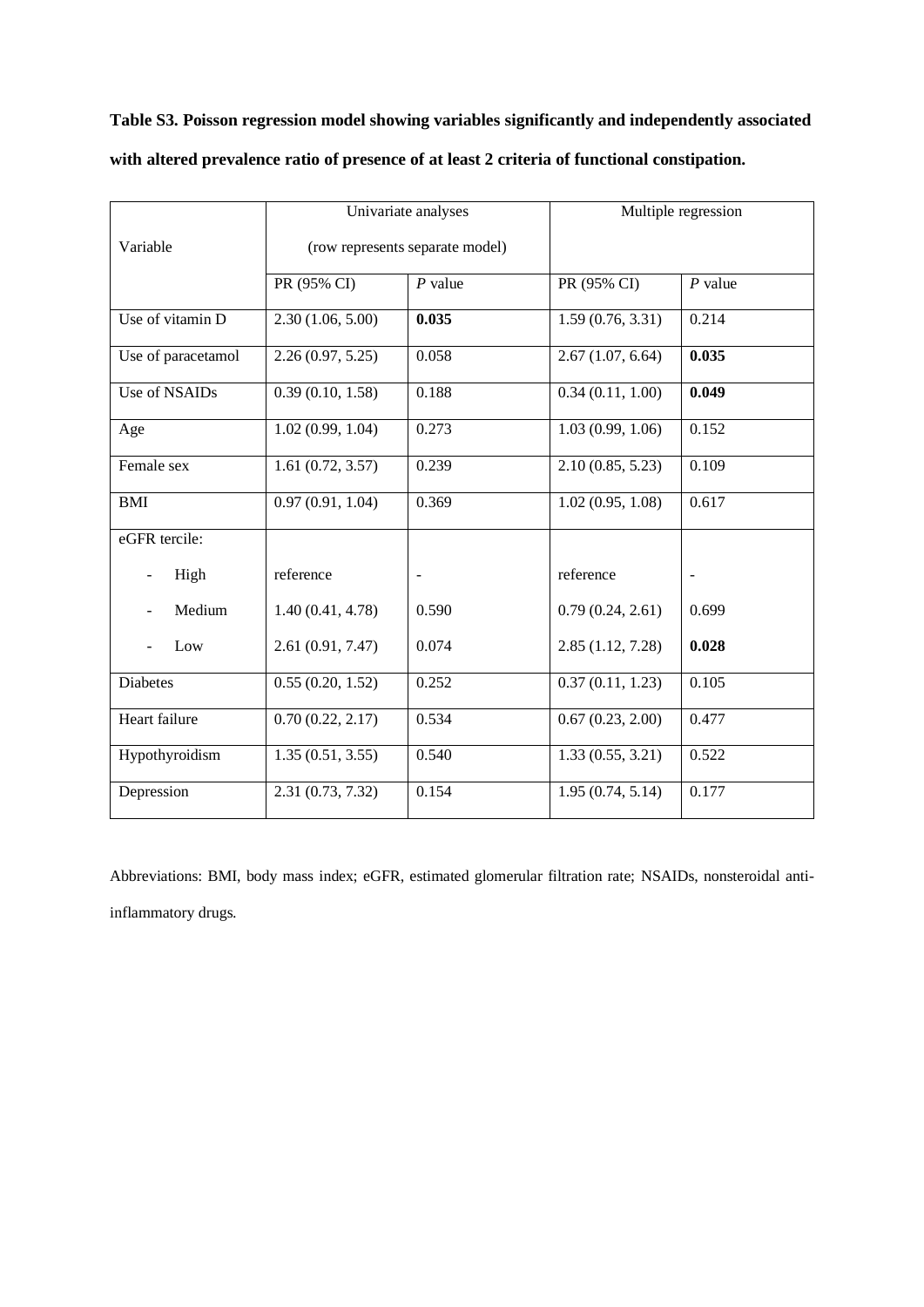**Table S3. Poisson regression model showing variables significantly and independently associated with altered prevalence ratio of presence of at least 2 criteria of functional constipation.**

| Variable | Univariate analyses (row represents separate model) | | Multiple regression | |
|---|---|---|---|---|
| | PR (95% CI) | *P* value | PR (95% CI) | *P* value |
| Use of vitamin D | 2.30 (1.06, 5.00) | **0.035** | 1.59 (0.76, 3.31) | 0.214 |
| Use of paracetamol | 2.26 (0.97, 5.25) | 0.058 | 2.67 (1.07, 6.64) | **0.035** |
| Use of NSAIDs | 0.39 (0.10, 1.58) | 0.188 | 0.34 (0.11, 1.00) | **0.049** |
| Age | 1.02 (0.99, 1.04) | 0.273 | 1.03 (0.99, 1.06) | 0.152 |
| Female sex | 1.61 (0.72, 3.57) | 0.239 | 2.10 (0.85, 5.23) | 0.109 |
| BMI | 0.97 (0.91, 1.04) | 0.369 | 1.02 (0.95, 1.08) | 0.617 |
| eGFR tercile: | | | | |
| - High | reference | - | reference | - |
| - Medium | 1.40 (0.41, 4.78) | 0.590 | 0.79 (0.24, 2.61) | 0.699 |
| - Low | 2.61 (0.91, 7.47) | 0.074 | 2.85 (1.12, 7.28) | **0.028** |
| Diabetes | 0.55 (0.20, 1.52) | 0.252 | 0.37 (0.11, 1.23) | 0.105 |
| Heart failure | 0.70 (0.22, 2.17) | 0.534 | 0.67 (0.23, 2.00) | 0.477 |
| Hypothyroidism | 1.35 (0.51, 3.55) | 0.540 | 1.33 (0.55, 3.21) | 0.522 |
| Depression | 2.31 (0.73, 7.32) | 0.154 | 1.95 (0.74, 5.14) | 0.177 |

Abbreviations: BMI, body mass index; eGFR, estimated glomerular filtration rate; NSAIDs, nonsteroidal anti-inflammatory drugs.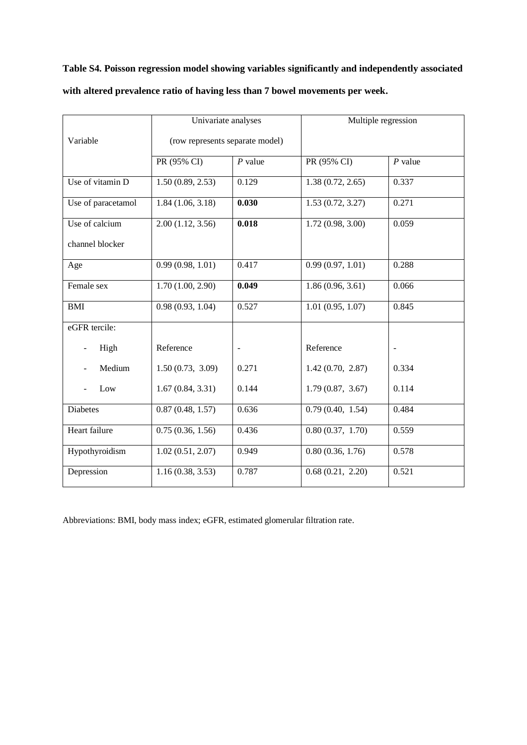**Table S4. Poisson regression model showing variables significantly and independently associated with altered prevalence ratio of having less than 7 bowel movements per week.**

| Variable | Univariate analyses (row represents separate model) | | Multiple regression | |
|---|---|---|---|---|
| | PR (95% CI) | *P* value | PR (95% CI) | *P* value |
| Use of vitamin D | 1.50 (0.89, 2.53) | 0.129 | 1.38 (0.72, 2.65) | 0.337 |
| Use of paracetamol | 1.84 (1.06, 3.18) | **0.030** | 1.53 (0.72, 3.27) | 0.271 |
| Use of calcium channel blocker | 2.00 (1.12, 3.56) | **0.018** | 1.72 (0.98, 3.00) | 0.059 |
| Age | 0.99 (0.98, 1.01) | 0.417 | 0.99 (0.97, 1.01) | 0.288 |
| Female sex | 1.70 (1.00, 2.90) | **0.049** | 1.86 (0.96, 3.61) | 0.066 |
| BMI | 0.98 (0.93, 1.04) | 0.527 | 1.01 (0.95, 1.07) | 0.845 |
| eGFR tercile: | | | | |
| - High | Reference | - | Reference | - |
| - Medium | 1.50 (0.73, 3.09) | 0.271 | 1.42 (0.70, 2.87) | 0.334 |
| - Low | 1.67 (0.84, 3.31) | 0.144 | 1.79 (0.87, 3.67) | 0.114 |
| Diabetes | 0.87 (0.48, 1.57) | 0.636 | 0.79 (0.40, 1.54) | 0.484 |
| Heart failure | 0.75 (0.36, 1.56) | 0.436 | 0.80 (0.37, 1.70) | 0.559 |
| Hypothyroidism | 1.02 (0.51, 2.07) | 0.949 | 0.80 (0.36, 1.76) | 0.578 |
| Depression | 1.16 (0.38, 3.53) | 0.787 | 0.68 (0.21, 2.20) | 0.521 |

Abbreviations: BMI, body mass index; eGFR, estimated glomerular filtration rate.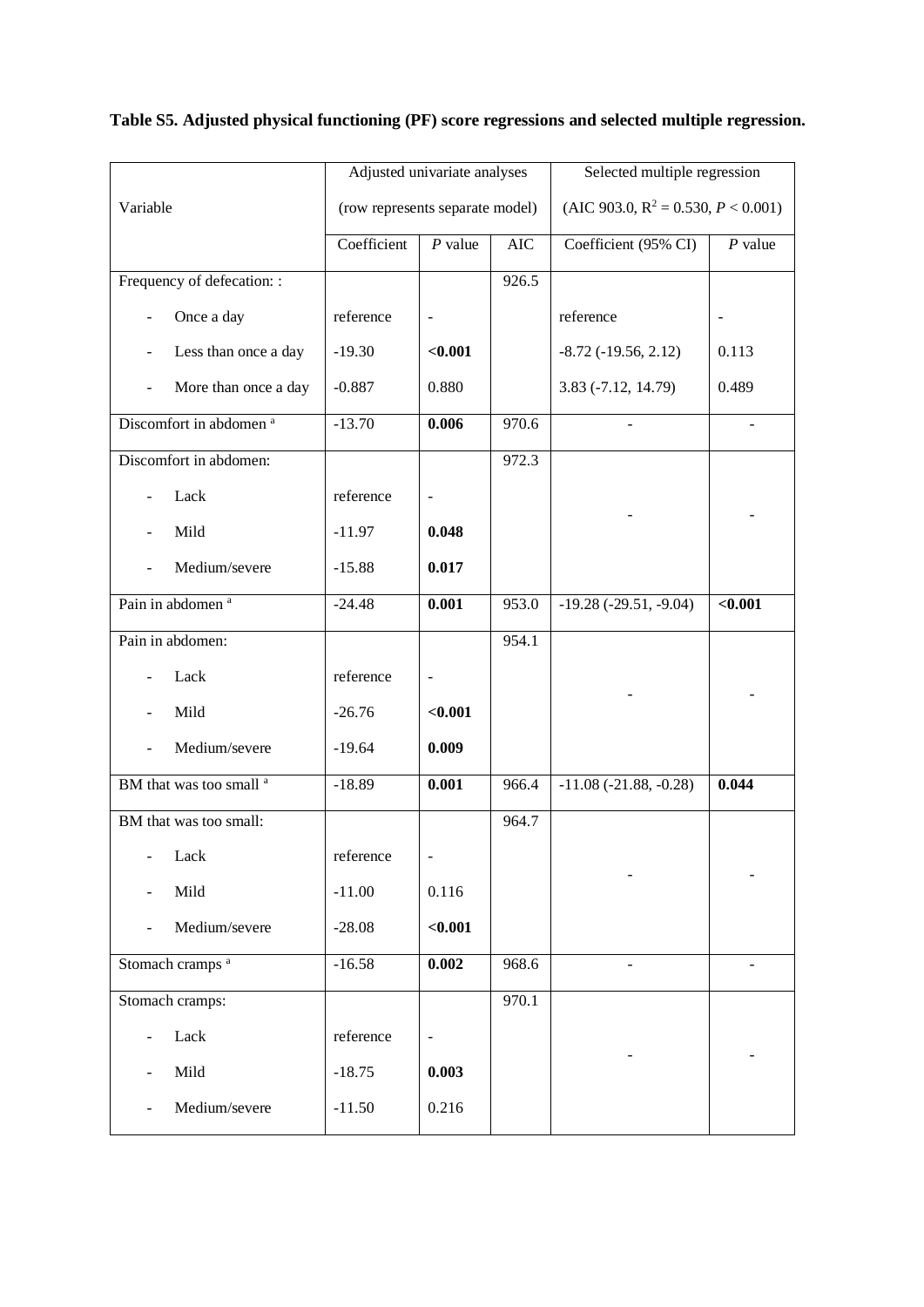**Table S5. Adjusted physical functioning (PF) score regressions and selected multiple regression.**

| Variable | Adjusted univariate analyses (row represents separate model) | | | Selected multiple regression (AIC 903.0, $R^2 = 0.530$, $P < 0.001$) | |
|---|---|---|---|---|---|
| | Coefficient | *P* value | AIC | Coefficient (95% CI) | *P* value |
| Frequency of defecation: : | | | 926.5 | | |
| - Once a day | reference | - | | reference | - |
| - Less than once a day | -19.30 | **<0.001** | | -8.72 (-19.56, 2.12) | 0.113 |
| - More than once a day | -0.887 | 0.880 | | 3.83 (-7.12, 14.79) | 0.489 |
| Discomfort in abdomen [a] | -13.70 | **0.006** | 970.6 | - | - |
| Discomfort in abdomen: | | | 972.3 | - | - |
| - Lack | reference | - | | | |
| - Mild | -11.97 | **0.048** | | | |
| - Medium/severe | -15.88 | **0.017** | | | |
| Pain in abdomen [a] | -24.48 | **0.001** | 953.0 | -19.28 (-29.51, -9.04) | **<0.001** |
| Pain in abdomen: | | | 954.1 | - | - |
| - Lack | reference | - | | | |
| - Mild | -26.76 | **<0.001** | | | |
| - Medium/severe | -19.64 | **0.009** | | | |
| BM that was too small [a] | -18.89 | **0.001** | 966.4 | -11.08 (-21.88, -0.28) | **0.044** |
| BM that was too small: | | | 964.7 | - | - |
| - Lack | reference | - | | | |
| - Mild | -11.00 | 0.116 | | | |
| - Medium/severe | -28.08 | **<0.001** | | | |
| Stomach cramps [a] | -16.58 | **0.002** | 968.6 | - | - |
| Stomach cramps: | | | 970.1 | - | - |
| - Lack | reference | - | | | |
| - Mild | -18.75 | **0.003** | | | |
| - Medium/severe | -11.50 | 0.216 | | | |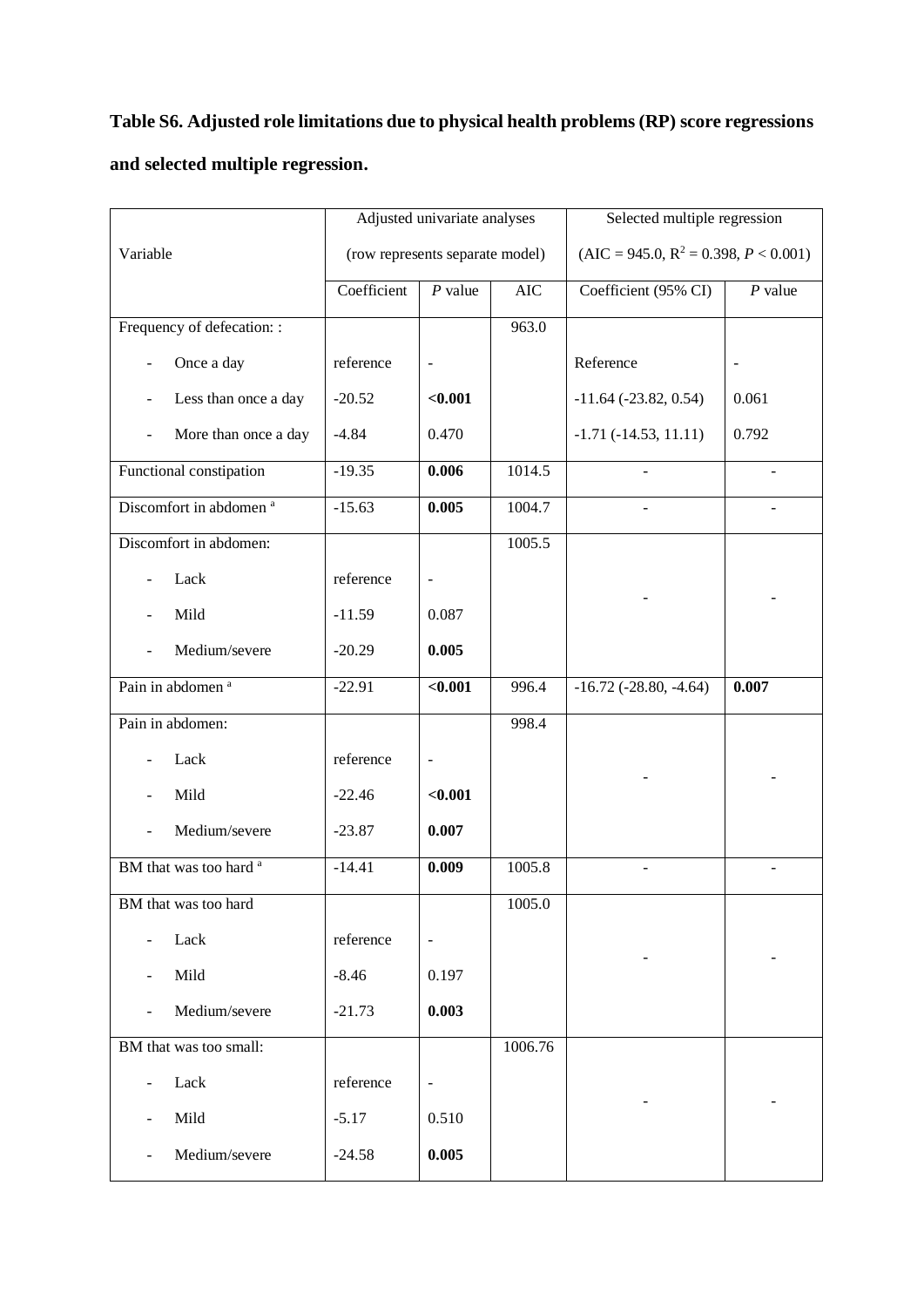**Table S6. Adjusted role limitations due to physical health problems (RP) score regressions and selected multiple regression.**

| Variable | Adjusted univariate analyses (row represents separate model) | | | Selected multiple regression (AIC = 945.0, $R^2$ = 0.398, $P < 0.001$) | |
|---|---|---|---|---|---|
| | Coefficient | *P* value | AIC | Coefficient (95% CI) | *P* value |
| Frequency of defecation: : | | | 963.0 | | |
| - Once a day | reference | - | | Reference | - |
| - Less than once a day | -20.52 | **<0.001** | | -11.64 (-23.82, 0.54) | 0.061 |
| - More than once a day | -4.84 | 0.470 | | -1.71 (-14.53, 11.11) | 0.792 |
| Functional constipation | -19.35 | **0.006** | 1014.5 | - | - |
| Discomfort in abdomen [a] | -15.63 | **0.005** | 1004.7 | - | - |
| Discomfort in abdomen: | | | 1005.5 | - | - |
| - Lack | reference | - | | | |
| - Mild | -11.59 | 0.087 | | | |
| - Medium/severe | -20.29 | **0.005** | | | |
| Pain in abdomen [a] | -22.91 | **<0.001** | 996.4 | -16.72 (-28.80, -4.64) | **0.007** |
| Pain in abdomen: | | | 998.4 | - | - |
| - Lack | reference | - | | | |
| - Mild | -22.46 | **<0.001** | | | |
| - Medium/severe | -23.87 | **0.007** | | | |
| BM that was too hard [a] | -14.41 | **0.009** | 1005.8 | - | - |
| BM that was too hard | | | 1005.0 | - | - |
| - Lack | reference | - | | | |
| - Mild | -8.46 | 0.197 | | | |
| - Medium/severe | -21.73 | **0.003** | | | |
| BM that was too small: | | | 1006.76 | - | - |
| - Lack | reference | - | | | |
| - Mild | -5.17 | 0.510 | | | |
| - Medium/severe | -24.58 | **0.005** | | | |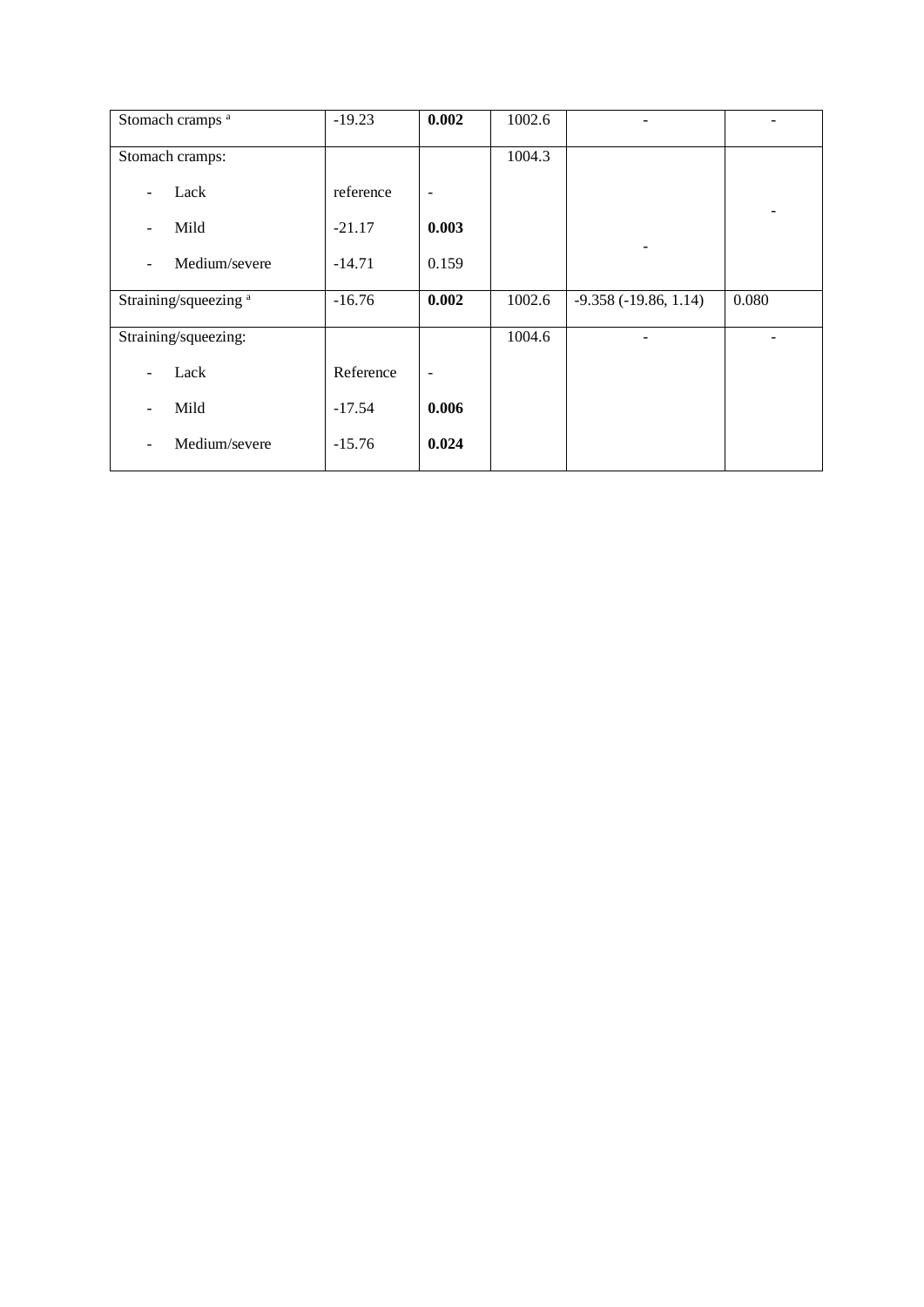| | | | | | |
|---|---|---|---|---|---|
| Stomach cramps [a] | -19.23 | **0.002** | 1002.6 | - | - |
| Stomach cramps: | | | 1004.3 | - | - |
| - Lack | reference | - | | | |
| - Mild | -21.17 | **0.003** | | | |
| - Medium/severe | -14.71 | 0.159 | | | |
| Straining/squeezing [a] | -16.76 | **0.002** | 1002.6 | -9.358 (-19.86, 1.14) | 0.080 |
| Straining/squeezing: | | | 1004.6 | - | - |
| - Lack | Reference | - | | | |
| - Mild | -17.54 | **0.006** | | | |
| - Medium/severe | -15.76 | **0.024** | | | |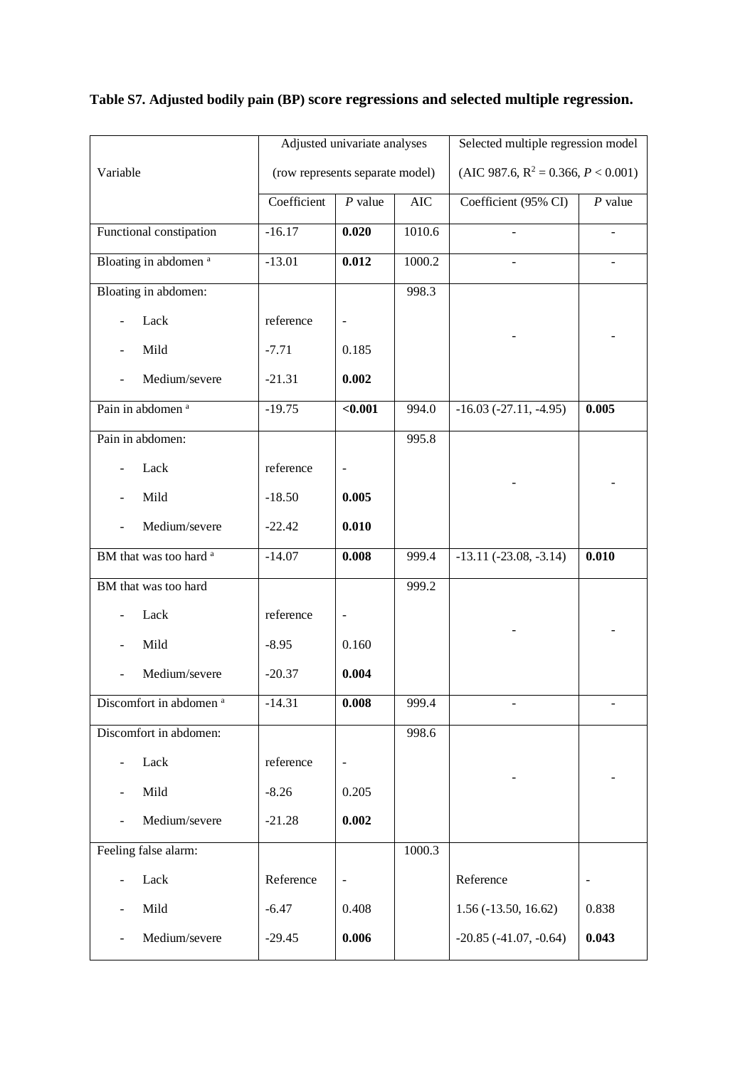**Table S7. Adjusted bodily pain (BP) score regressions and selected multiple regression.**

| Variable | Adjusted univariate analyses (row represents separate model) | | | Selected multiple regression model (AIC 987.6, $R^2 = 0.366$, $P < 0.001$) | |
|---|---|---|---|---|---|
| | Coefficient | *P* value | AIC | Coefficient (95% CI) | *P* value |
| Functional constipation | -16.17 | **0.020** | 1010.6 | - | - |
| Bloating in abdomen [a] | -13.01 | **0.012** | 1000.2 | - | - |
| Bloating in abdomen: | | | 998.3 | - | - |
| - Lack | reference | - | | | |
| - Mild | -7.71 | 0.185 | | | |
| - Medium/severe | -21.31 | **0.002** | | | |
| Pain in abdomen [a] | -19.75 | **<0.001** | 994.0 | -16.03 (-27.11, -4.95) | **0.005** |
| Pain in abdomen: | | | 995.8 | - | - |
| - Lack | reference | - | | | |
| - Mild | -18.50 | **0.005** | | | |
| - Medium/severe | -22.42 | **0.010** | | | |
| BM that was too hard [a] | -14.07 | **0.008** | 999.4 | -13.11 (-23.08, -3.14) | **0.010** |
| BM that was too hard | | | 999.2 | - | - |
| - Lack | reference | - | | | |
| - Mild | -8.95 | 0.160 | | | |
| - Medium/severe | -20.37 | **0.004** | | | |
| Discomfort in abdomen [a] | -14.31 | **0.008** | 999.4 | - | - |
| Discomfort in abdomen: | | | 998.6 | - | - |
| - Lack | reference | - | | | |
| - Mild | -8.26 | 0.205 | | | |
| - Medium/severe | -21.28 | **0.002** | | | |
| Feeling false alarm: | | | 1000.3 | | |
| - Lack | Reference | - | | Reference | - |
| - Mild | -6.47 | 0.408 | | 1.56 (-13.50, 16.62) | 0.838 |
| - Medium/severe | -29.45 | **0.006** | | -20.85 (-41.07, -0.64) | **0.043** |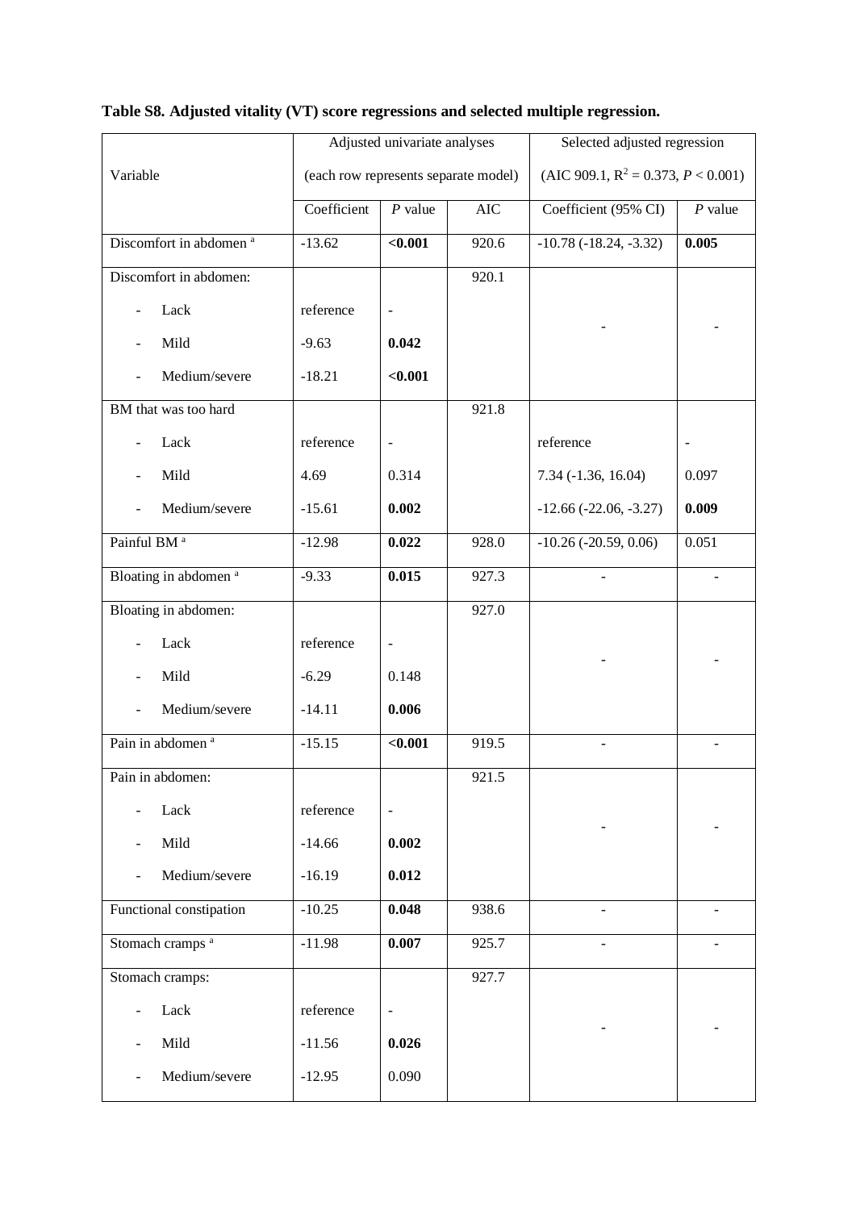**Table S8. Adjusted vitality (VT) score regressions and selected multiple regression.**

| Variable | Adjusted univariate analyses (each row represents separate model) | | | Selected adjusted regression (AIC 909.1, $R^2 = 0.373$, $P < 0.001$) | |
|---|---|---|---|---|---|
| | Coefficient | $P$ value | AIC | Coefficient (95% CI) | $P$ value |
| Discomfort in abdomen [a] | -13.62 | **<0.001** | 920.6 | -10.78 (-18.24, -3.32) | **0.005** |
| Discomfort in abdomen: | | | 920.1 | - | - |
| - Lack | reference | - | | | |
| - Mild | -9.63 | **0.042** | | | |
| - Medium/severe | -18.21 | **<0.001** | | | |
| BM that was too hard | | | 921.8 | | |
| - Lack | reference | - | | reference | - |
| - Mild | 4.69 | 0.314 | | 7.34 (-1.36, 16.04) | 0.097 |
| - Medium/severe | -15.61 | **0.002** | | -12.66 (-22.06, -3.27) | **0.009** |
| Painful BM [a] | -12.98 | **0.022** | 928.0 | -10.26 (-20.59, 0.06) | 0.051 |
| Bloating in abdomen [a] | -9.33 | **0.015** | 927.3 | - | - |
| Bloating in abdomen: | | | 927.0 | - | - |
| - Lack | reference | - | | | |
| - Mild | -6.29 | 0.148 | | | |
| - Medium/severe | -14.11 | **0.006** | | | |
| Pain in abdomen [a] | -15.15 | **<0.001** | 919.5 | - | - |
| Pain in abdomen: | | | 921.5 | - | - |
| - Lack | reference | - | | | |
| - Mild | -14.66 | **0.002** | | | |
| - Medium/severe | -16.19 | **0.012** | | | |
| Functional constipation | -10.25 | **0.048** | 938.6 | - | - |
| Stomach cramps [a] | -11.98 | **0.007** | 925.7 | - | - |
| Stomach cramps: | | | 927.7 | - | - |
| - Lack | reference | - | | | |
| - Mild | -11.56 | **0.026** | | | |
| - Medium/severe | -12.95 | 0.090 | | | |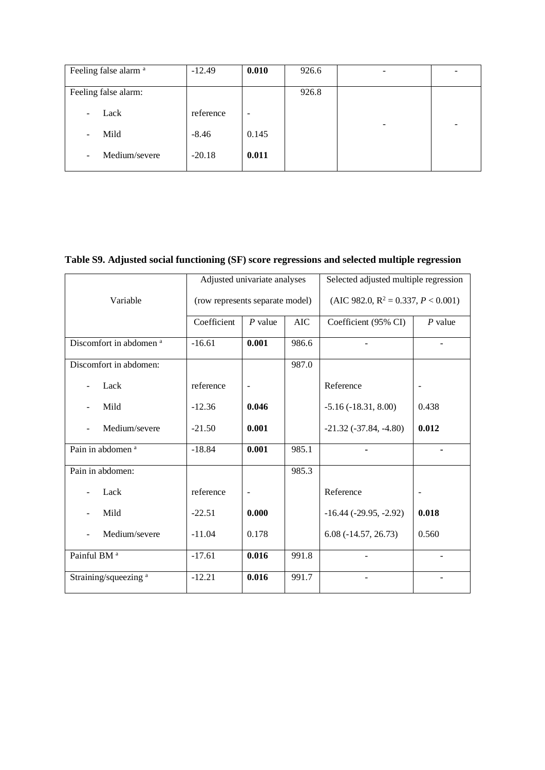| Feeling false alarm [a] | -12.49 | **0.010** | 926.6 | - | - |
|---|---|---|---|---|---|
| Feeling false alarm: | | | 926.8 | - | - |
| - Lack | reference | - | | | |
| - Mild | -8.46 | 0.145 | | | |
| - Medium/severe | -20.18 | **0.011** | | | |

**Table S9. Adjusted social functioning (SF) score regressions and selected multiple regression**

| Variable | Adjusted univariate analyses (row represents separate model) | | | Selected adjusted multiple regression (AIC 982.0, $R^2 = 0.337$, $P < 0.001$) | |
|---|---|---|---|---|---|
| | Coefficient | *P* value | AIC | Coefficient (95% CI) | *P* value |
| Discomfort in abdomen [a] | -16.61 | **0.001** | 986.6 | - | - |
| Discomfort in abdomen: | | | 987.0 | | |
| - Lack | reference | - | | Reference | - |
| - Mild | -12.36 | **0.046** | | -5.16 (-18.31, 8.00) | 0.438 |
| - Medium/severe | -21.50 | **0.001** | | -21.32 (-37.84, -4.80) | **0.012** |
| Pain in abdomen [a] | -18.84 | **0.001** | 985.1 | - | - |
| Pain in abdomen: | | | 985.3 | | |
| - Lack | reference | - | | Reference | - |
| - Mild | -22.51 | **0.000** | | -16.44 (-29.95, -2.92) | **0.018** |
| - Medium/severe | -11.04 | 0.178 | | 6.08 (-14.57, 26.73) | 0.560 |
| Painful BM [a] | -17.61 | **0.016** | 991.8 | - | - |
| Straining/squeezing [a] | -12.21 | **0.016** | 991.7 | - | - |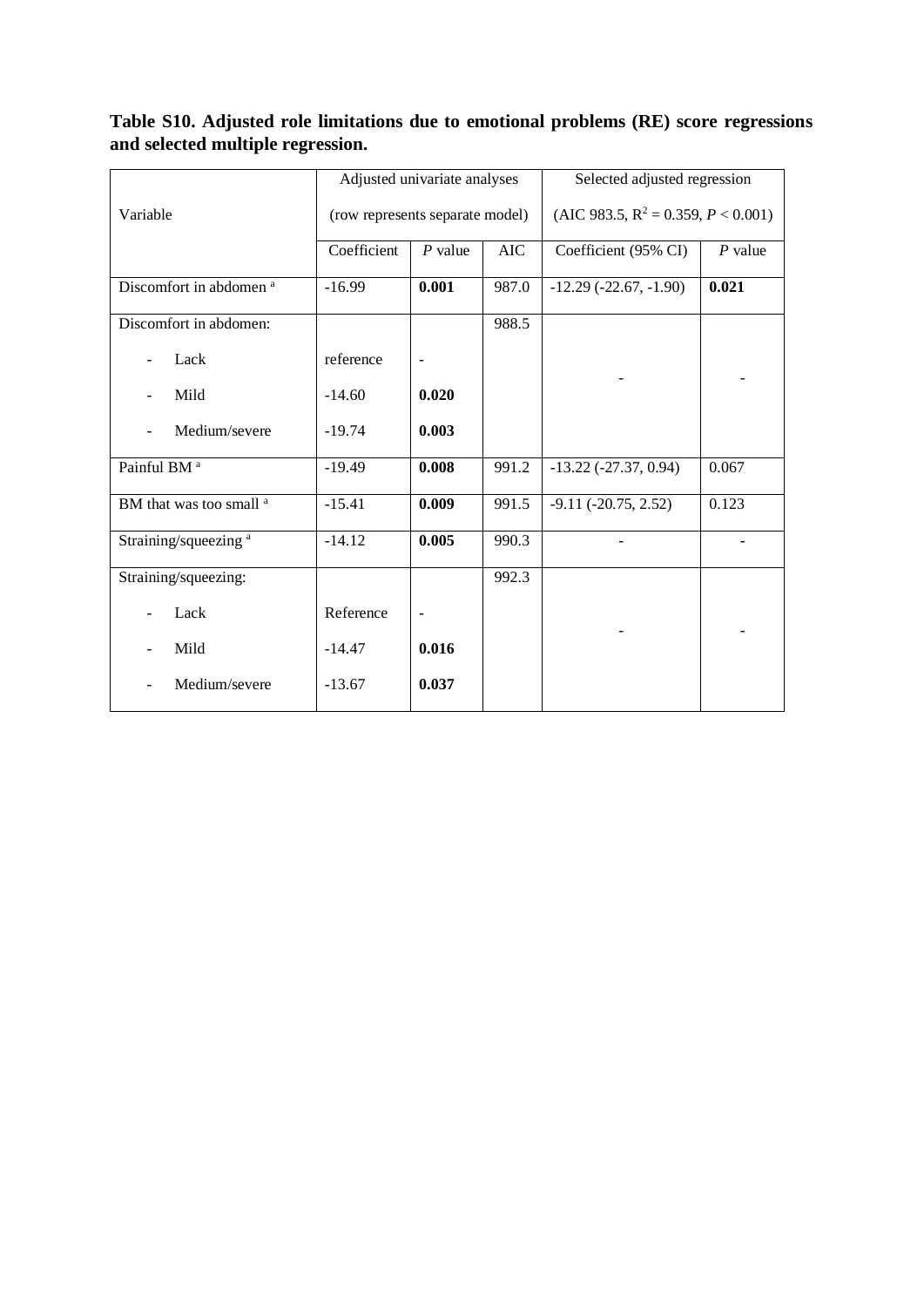**Table S10. Adjusted role limitations due to emotional problems (RE) score regressions and selected multiple regression.**

| Variable | Adjusted univariate analyses (row represents separate model) | | | Selected adjusted regression (AIC 983.5, $R^2 = 0.359$, $P < 0.001$) | |
|---|---|---|---|---|---|
| | Coefficient | *P* value | AIC | Coefficient (95% CI) | *P* value |
| Discomfort in abdomen [a] | -16.99 | **0.001** | 987.0 | -12.29 (-22.67, -1.90) | **0.021** |
| Discomfort in abdomen: | | | 988.5 | - | - |
| - Lack | reference | - | | | |
| - Mild | -14.60 | **0.020** | | | |
| - Medium/severe | -19.74 | **0.003** | | | |
| Painful BM [a] | -19.49 | **0.008** | 991.2 | -13.22 (-27.37, 0.94) | 0.067 |
| BM that was too small [a] | -15.41 | **0.009** | 991.5 | -9.11 (-20.75, 2.52) | 0.123 |
| Straining/squeezing [a] | -14.12 | **0.005** | 990.3 | - | - |
| Straining/squeezing: | | | 992.3 | - | - |
| - Lack | Reference | - | | | |
| - Mild | -14.47 | **0.016** | | | |
| - Medium/severe | -13.67 | **0.037** | | | |